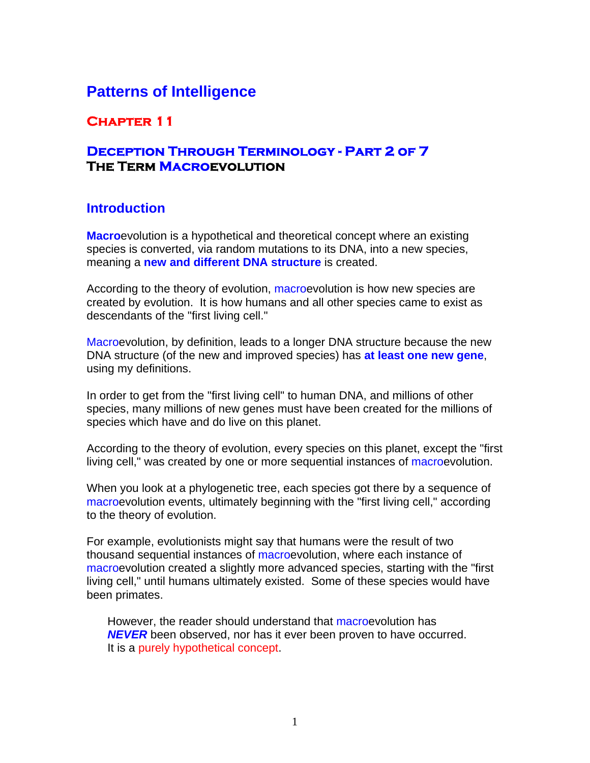# Patterns of Intelligence

## Chapter 11

## Deception Through Terminology - Part 2 of 7
### The Term Macroevolution

## Introduction

**Macro**evolution is a hypothetical and theoretical concept where an existing species is converted, via random mutations to its DNA, into a new species, meaning a **new and different DNA structure** is created.

According to the theory of evolution, macroevolution is how new species are created by evolution. It is how humans and all other species came to exist as descendants of the "first living cell."

Macroevolution, by definition, leads to a longer DNA structure because the new DNA structure (of the new and improved species) has **at least one new gene**, using my definitions.

In order to get from the "first living cell" to human DNA, and millions of other species, many millions of new genes must have been created for the millions of species which have and do live on this planet.

According to the theory of evolution, every species on this planet, except the "first living cell," was created by one or more sequential instances of macroevolution.

When you look at a phylogenetic tree, each species got there by a sequence of macroevolution events, ultimately beginning with the "first living cell," according to the theory of evolution.

For example, evolutionists might say that humans were the result of two thousand sequential instances of macroevolution, where each instance of macroevolution created a slightly more advanced species, starting with the "first living cell," until humans ultimately existed. Some of these species would have been primates.

> However, the reader should understand that macroevolution has ***NEVER*** been observed, nor has it ever been proven to have occurred. It is a purely hypothetical concept.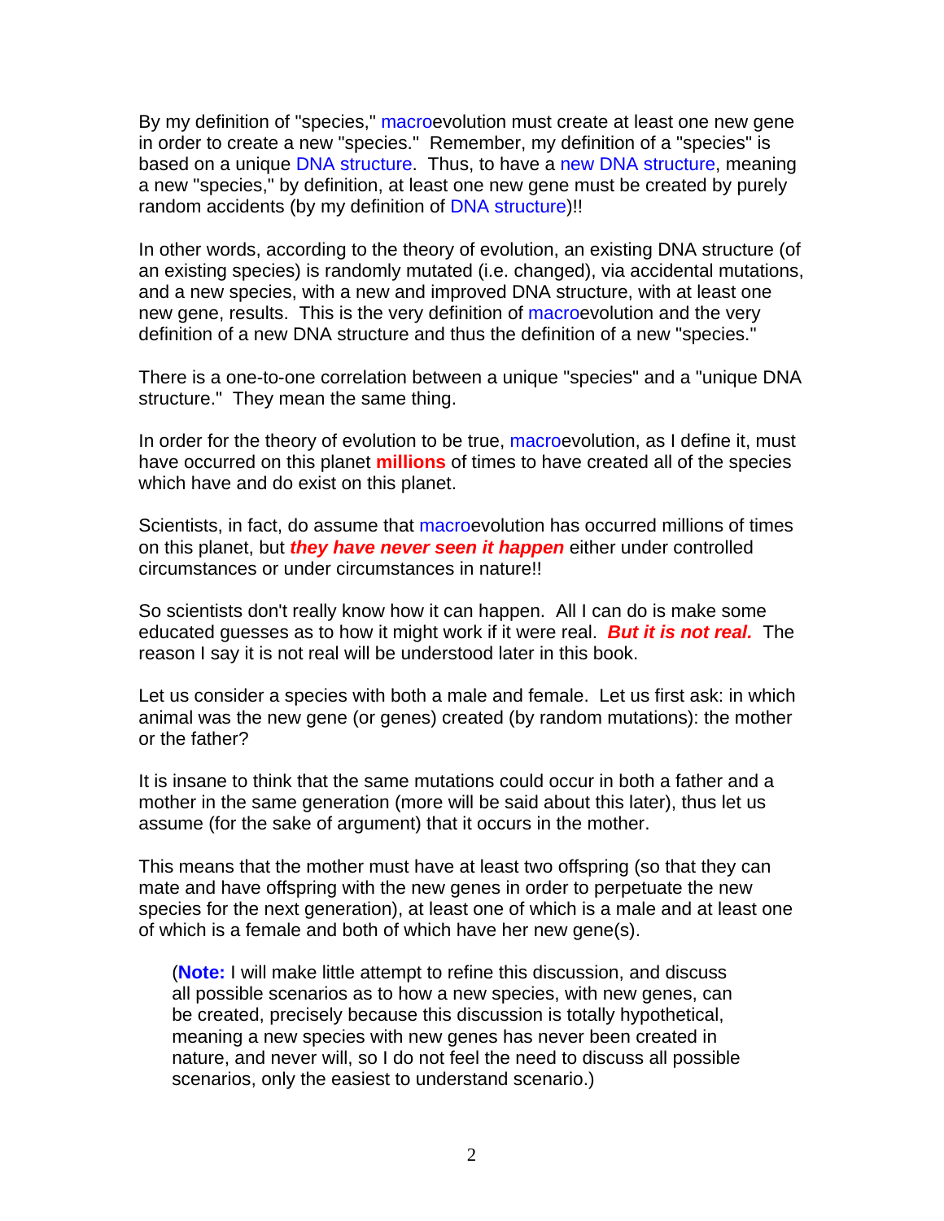By my definition of "species," macroevolution must create at least one new gene in order to create a new "species." Remember, my definition of a "species" is based on a unique DNA structure. Thus, to have a new DNA structure, meaning a new "species," by definition, at least one new gene must be created by purely random accidents (by my definition of DNA structure)!!

In other words, according to the theory of evolution, an existing DNA structure (of an existing species) is randomly mutated (i.e. changed), via accidental mutations, and a new species, with a new and improved DNA structure, with at least one new gene, results. This is the very definition of macroevolution and the very definition of a new DNA structure and thus the definition of a new "species."

There is a one-to-one correlation between a unique "species" and a "unique DNA structure." They mean the same thing.

In order for the theory of evolution to be true, macroevolution, as I define it, must have occurred on this planet **millions** of times to have created all of the species which have and do exist on this planet.

Scientists, in fact, do assume that macroevolution has occurred millions of times on this planet, but ***they have never seen it happen*** either under controlled circumstances or under circumstances in nature!!

So scientists don't really know how it can happen. All I can do is make some educated guesses as to how it might work if it were real. ***But it is not real.*** The reason I say it is not real will be understood later in this book.

Let us consider a species with both a male and female. Let us first ask: in which animal was the new gene (or genes) created (by random mutations): the mother or the father?

It is insane to think that the same mutations could occur in both a father and a mother in the same generation (more will be said about this later), thus let us assume (for the sake of argument) that it occurs in the mother.

This means that the mother must have at least two offspring (so that they can mate and have offspring with the new genes in order to perpetuate the new species for the next generation), at least one of which is a male and at least one of which is a female and both of which have her new gene(s).

> (**Note:** I will make little attempt to refine this discussion, and discuss all possible scenarios as to how a new species, with new genes, can be created, precisely because this discussion is totally hypothetical, meaning a new species with new genes has never been created in nature, and never will, so I do not feel the need to discuss all possible scenarios, only the easiest to understand scenario.)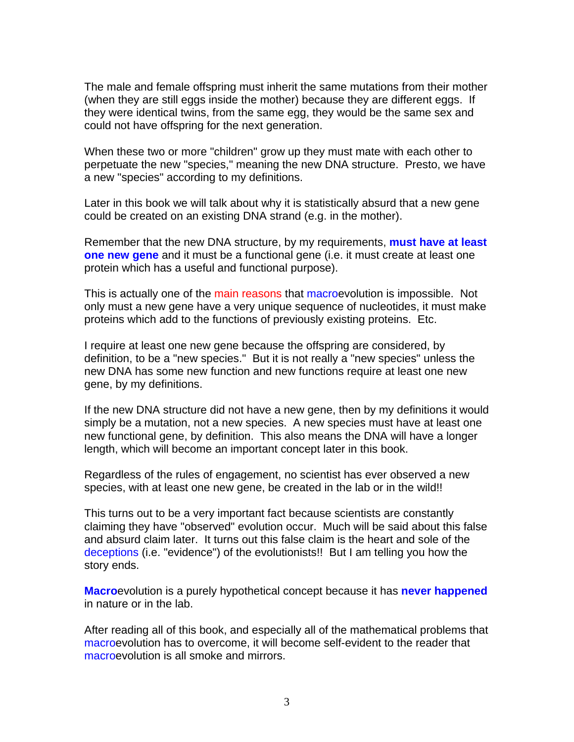The male and female offspring must inherit the same mutations from their mother (when they are still eggs inside the mother) because they are different eggs. If they were identical twins, from the same egg, they would be the same sex and could not have offspring for the next generation.

When these two or more "children" grow up they must mate with each other to perpetuate the new "species," meaning the new DNA structure. Presto, we have a new "species" according to my definitions.

Later in this book we will talk about why it is statistically absurd that a new gene could be created on an existing DNA strand (e.g. in the mother).

Remember that the new DNA structure, by my requirements, **must have at least one new gene** and it must be a functional gene (i.e. it must create at least one protein which has a useful and functional purpose).

This is actually one of the main reasons that macroevolution is impossible. Not only must a new gene have a very unique sequence of nucleotides, it must make proteins which add to the functions of previously existing proteins. Etc.

I require at least one new gene because the offspring are considered, by definition, to be a "new species." But it is not really a "new species" unless the new DNA has some new function and new functions require at least one new gene, by my definitions.

If the new DNA structure did not have a new gene, then by my definitions it would simply be a mutation, not a new species. A new species must have at least one new functional gene, by definition. This also means the DNA will have a longer length, which will become an important concept later in this book.

Regardless of the rules of engagement, no scientist has ever observed a new species, with at least one new gene, be created in the lab or in the wild!!

This turns out to be a very important fact because scientists are constantly claiming they have "observed" evolution occur. Much will be said about this false and absurd claim later. It turns out this false claim is the heart and sole of the deceptions (i.e. "evidence") of the evolutionists!! But I am telling you how the story ends.

**Macro**evolution is a purely hypothetical concept because it has **never happened** in nature or in the lab.

After reading all of this book, and especially all of the mathematical problems that macroevolution has to overcome, it will become self-evident to the reader that macroevolution is all smoke and mirrors.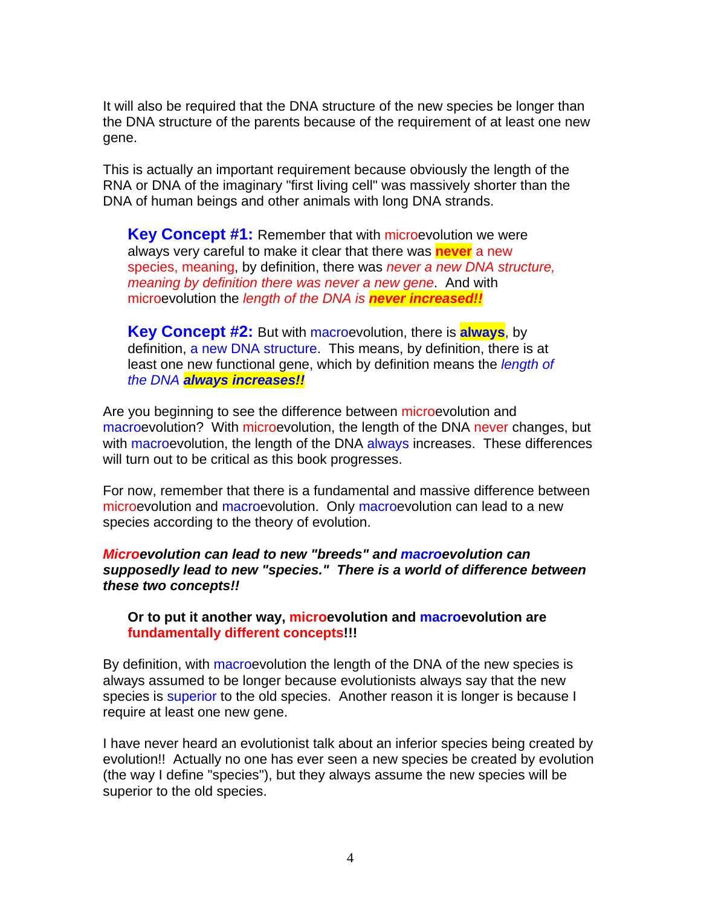It will also be required that the DNA structure of the new species be longer than the DNA structure of the parents because of the requirement of at least one new gene.

This is actually an important requirement because obviously the length of the RNA or DNA of the imaginary "first living cell" was massively shorter than the DNA of human beings and other animals with long DNA strands.

> **Key Concept #1:** Remember that with microevolution we were always very careful to make it clear that there was **never** a new species, meaning, by definition, there was *never a new DNA structure, meaning by definition there was never a new gene*. And with microevolution the *length of the DNA is **never increased!!***

> **Key Concept #2:** But with macroevolution, there is **always**, by definition, a new DNA structure. This means, by definition, there is at least one new functional gene, which by definition means the *length of the DNA **always increases!!***

Are you beginning to see the difference between microevolution and macroevolution? With microevolution, the length of the DNA never changes, but with macroevolution, the length of the DNA always increases. These differences will turn out to be critical as this book progresses.

For now, remember that there is a fundamental and massive difference between microevolution and macroevolution. Only macroevolution can lead to a new species according to the theory of evolution.

***Microevolution can lead to new "breeds" and macroevolution can supposedly lead to new "species." There is a world of difference between these two concepts!!***

> **Or to put it another way, microevolution and macroevolution are fundamentally different concepts!!!**

By definition, with macroevolution the length of the DNA of the new species is always assumed to be longer because evolutionists always say that the new species is superior to the old species. Another reason it is longer is because I require at least one new gene.

I have never heard an evolutionist talk about an inferior species being created by evolution!! Actually no one has ever seen a new species be created by evolution (the way I define "species"), but they always assume the new species will be superior to the old species.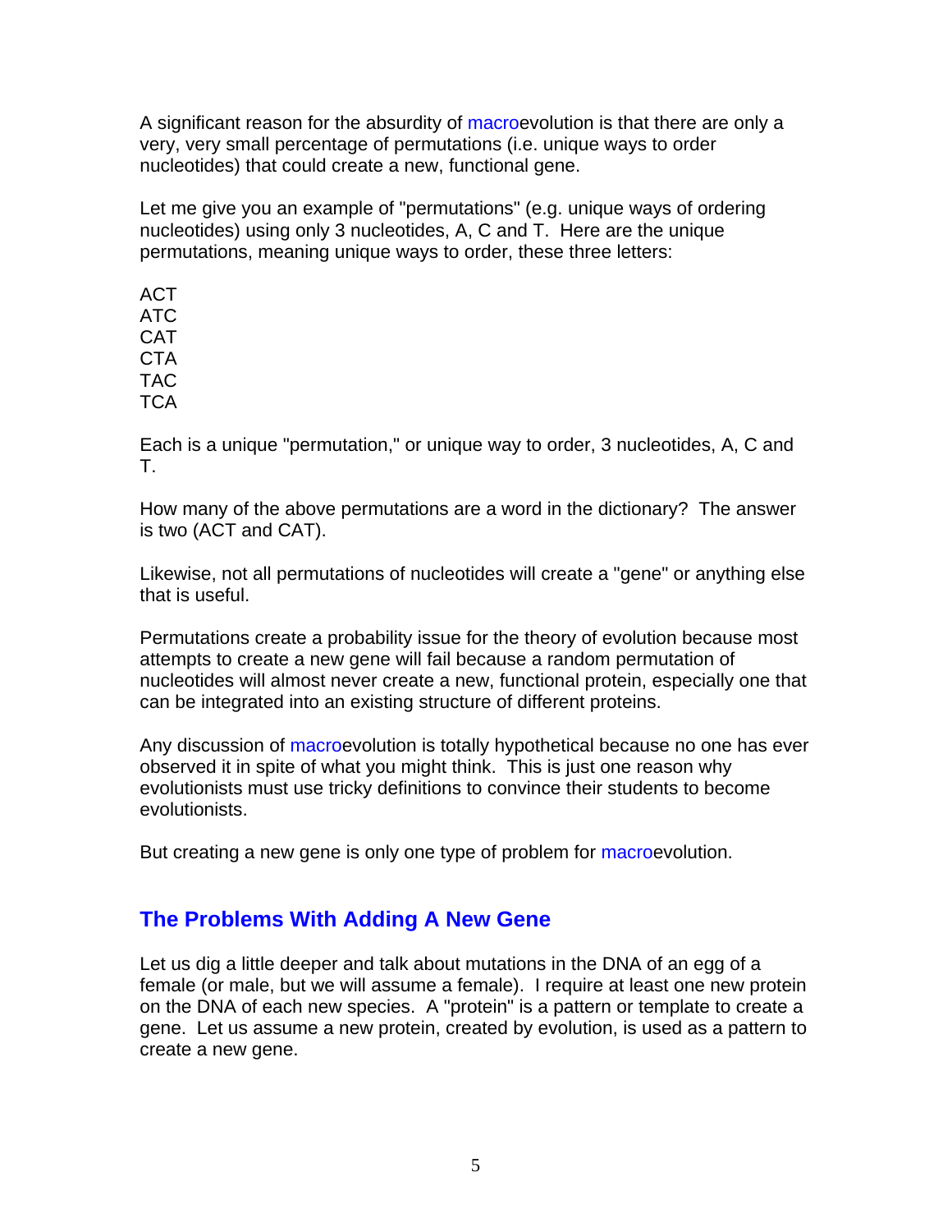A significant reason for the absurdity of macroevolution is that there are only a very, very small percentage of permutations (i.e. unique ways to order nucleotides) that could create a new, functional gene.

Let me give you an example of "permutations" (e.g. unique ways of ordering nucleotides) using only 3 nucleotides, A, C and T. Here are the unique permutations, meaning unique ways to order, these three letters:

ACT
ATC
CAT
CTA
TAC
TCA

Each is a unique "permutation," or unique way to order, 3 nucleotides, A, C and T.

How many of the above permutations are a word in the dictionary? The answer is two (ACT and CAT).

Likewise, not all permutations of nucleotides will create a "gene" or anything else that is useful.

Permutations create a probability issue for the theory of evolution because most attempts to create a new gene will fail because a random permutation of nucleotides will almost never create a new, functional protein, especially one that can be integrated into an existing structure of different proteins.

Any discussion of macroevolution is totally hypothetical because no one has ever observed it in spite of what you might think. This is just one reason why evolutionists must use tricky definitions to convince their students to become evolutionists.

But creating a new gene is only one type of problem for macroevolution.

## The Problems With Adding A New Gene

Let us dig a little deeper and talk about mutations in the DNA of an egg of a female (or male, but we will assume a female). I require at least one new protein on the DNA of each new species. A "protein" is a pattern or template to create a gene. Let us assume a new protein, created by evolution, is used as a pattern to create a new gene.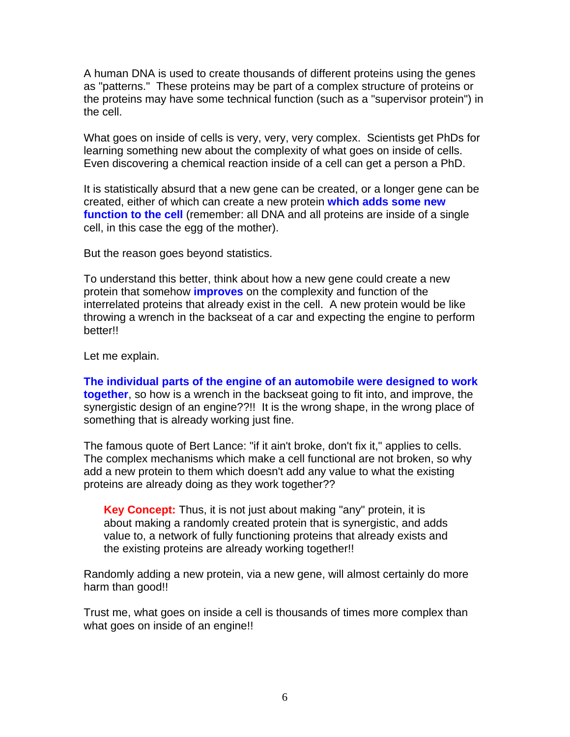A human DNA is used to create thousands of different proteins using the genes as "patterns." These proteins may be part of a complex structure of proteins or the proteins may have some technical function (such as a "supervisor protein") in the cell.

What goes on inside of cells is very, very, very complex. Scientists get PhDs for learning something new about the complexity of what goes on inside of cells. Even discovering a chemical reaction inside of a cell can get a person a PhD.

It is statistically absurd that a new gene can be created, or a longer gene can be created, either of which can create a new protein **which adds some new function to the cell** (remember: all DNA and all proteins are inside of a single cell, in this case the egg of the mother).

But the reason goes beyond statistics.

To understand this better, think about how a new gene could create a new protein that somehow **improves** on the complexity and function of the interrelated proteins that already exist in the cell. A new protein would be like throwing a wrench in the backseat of a car and expecting the engine to perform better!!

Let me explain.

**The individual parts of the engine of an automobile were designed to work together**, so how is a wrench in the backseat going to fit into, and improve, the synergistic design of an engine??!! It is the wrong shape, in the wrong place of something that is already working just fine.

The famous quote of Bert Lance: "if it ain't broke, don't fix it," applies to cells. The complex mechanisms which make a cell functional are not broken, so why add a new protein to them which doesn't add any value to what the existing proteins are already doing as they work together??

> **Key Concept:** Thus, it is not just about making "any" protein, it is about making a randomly created protein that is synergistic, and adds value to, a network of fully functioning proteins that already exists and the existing proteins are already working together!!

Randomly adding a new protein, via a new gene, will almost certainly do more harm than good!!

Trust me, what goes on inside a cell is thousands of times more complex than what goes on inside of an engine!!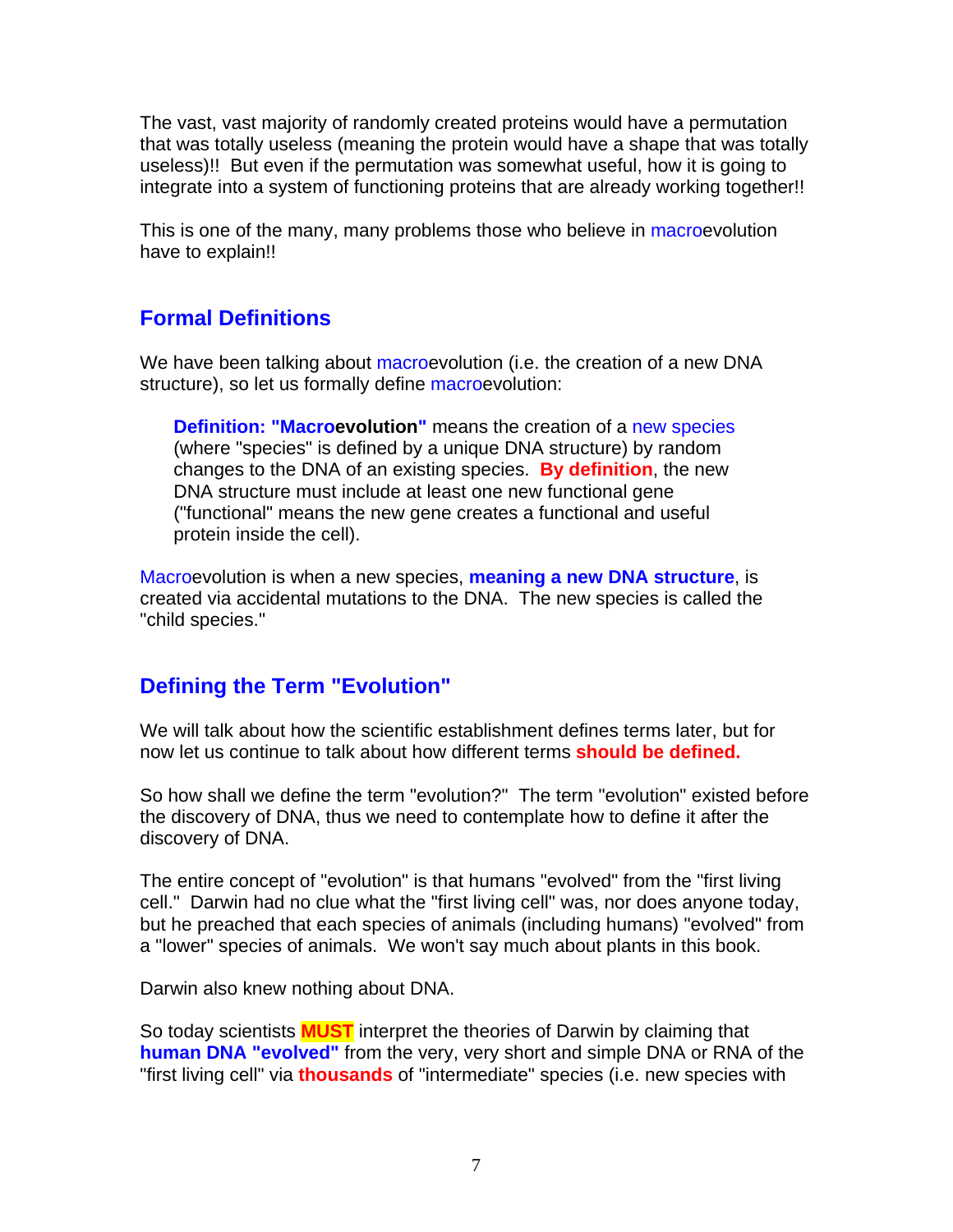The vast, vast majority of randomly created proteins would have a permutation that was totally useless (meaning the protein would have a shape that was totally useless)!! But even if the permutation was somewhat useful, how it is going to integrate into a system of functioning proteins that are already working together!!

This is one of the many, many problems those who believe in macroevolution have to explain!!

## Formal Definitions

We have been talking about macroevolution (i.e. the creation of a new DNA structure), so let us formally define macroevolution:

> **Definition: "Macroevolution"** means the creation of a new species (where "species" is defined by a unique DNA structure) by random changes to the DNA of an existing species. **By definition**, the new DNA structure must include at least one new functional gene ("functional" means the new gene creates a functional and useful protein inside the cell).

Macroevolution is when a new species, **meaning a new DNA structure**, is created via accidental mutations to the DNA. The new species is called the "child species."

## Defining the Term "Evolution"

We will talk about how the scientific establishment defines terms later, but for now let us continue to talk about how different terms **should be defined.**

So how shall we define the term "evolution?" The term "evolution" existed before the discovery of DNA, thus we need to contemplate how to define it after the discovery of DNA.

The entire concept of "evolution" is that humans "evolved" from the "first living cell." Darwin had no clue what the "first living cell" was, nor does anyone today, but he preached that each species of animals (including humans) "evolved" from a "lower" species of animals. We won't say much about plants in this book.

Darwin also knew nothing about DNA.

So today scientists **MUST** interpret the theories of Darwin by claiming that **human DNA "evolved"** from the very, very short and simple DNA or RNA of the "first living cell" via **thousands** of "intermediate" species (i.e. new species with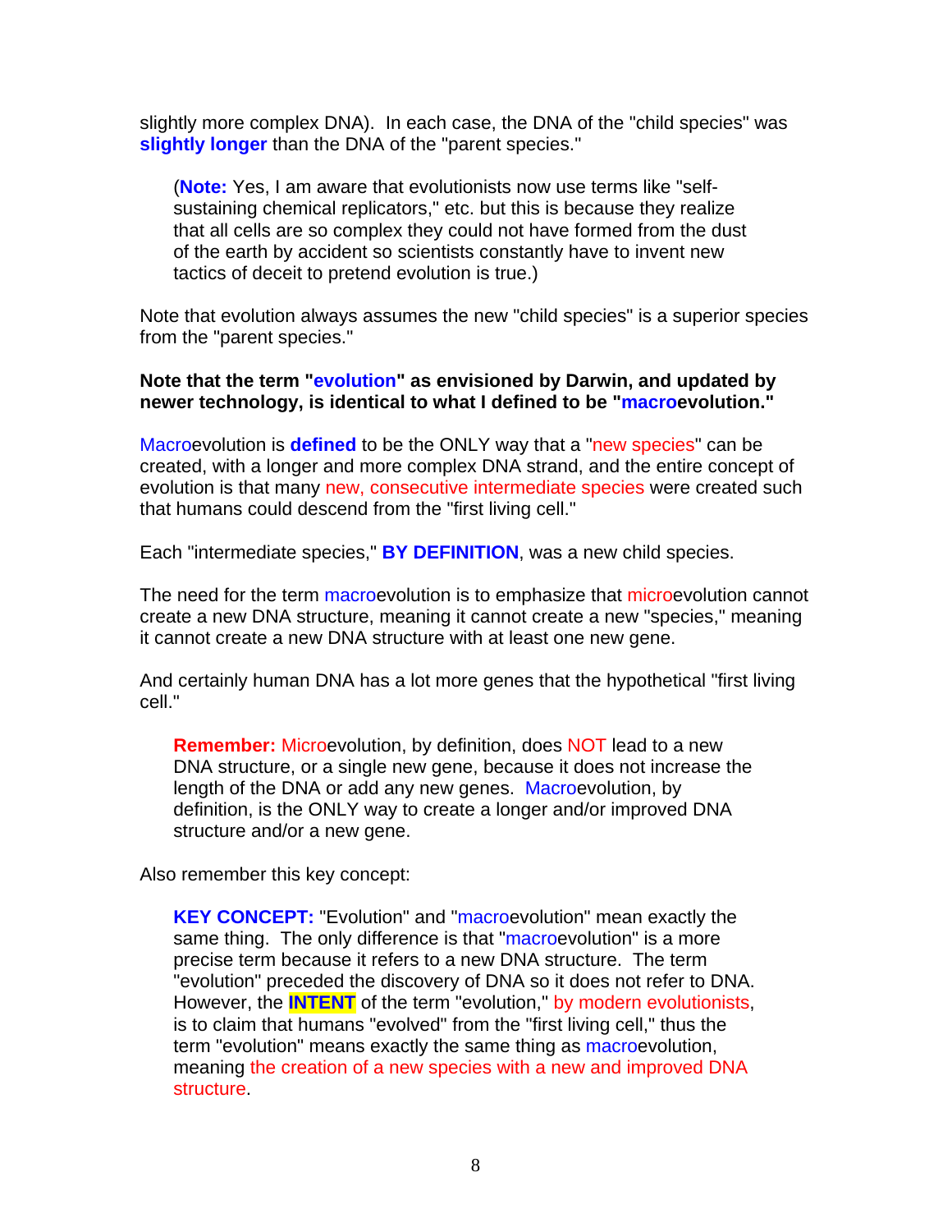slightly more complex DNA). In each case, the DNA of the "child species" was **slightly longer** than the DNA of the "parent species."

> (**Note:** Yes, I am aware that evolutionists now use terms like "self-sustaining chemical replicators," etc. but this is because they realize that all cells are so complex they could not have formed from the dust of the earth by accident so scientists constantly have to invent new tactics of deceit to pretend evolution is true.)

Note that evolution always assumes the new "child species" is a superior species from the "parent species."

**Note that the term "evolution" as envisioned by Darwin, and updated by newer technology, is identical to what I defined to be "macroevolution."**

Macroevolution is **defined** to be the ONLY way that a "new species" can be created, with a longer and more complex DNA strand, and the entire concept of evolution is that many new, consecutive intermediate species were created such that humans could descend from the "first living cell."

Each "intermediate species," **BY DEFINITION**, was a new child species.

The need for the term macroevolution is to emphasize that microevolution cannot create a new DNA structure, meaning it cannot create a new "species," meaning it cannot create a new DNA structure with at least one new gene.

And certainly human DNA has a lot more genes that the hypothetical "first living cell."

> **Remember:** Microevolution, by definition, does NOT lead to a new DNA structure, or a single new gene, because it does not increase the length of the DNA or add any new genes. Macroevolution, by definition, is the ONLY way to create a longer and/or improved DNA structure and/or a new gene.

Also remember this key concept:

> **KEY CONCEPT:** "Evolution" and "macroevolution" mean exactly the same thing. The only difference is that "macroevolution" is a more precise term because it refers to a new DNA structure. The term "evolution" preceded the discovery of DNA so it does not refer to DNA. However, the **INTENT** of the term "evolution," by modern evolutionists, is to claim that humans "evolved" from the "first living cell," thus the term "evolution" means exactly the same thing as macroevolution, meaning the creation of a new species with a new and improved DNA structure.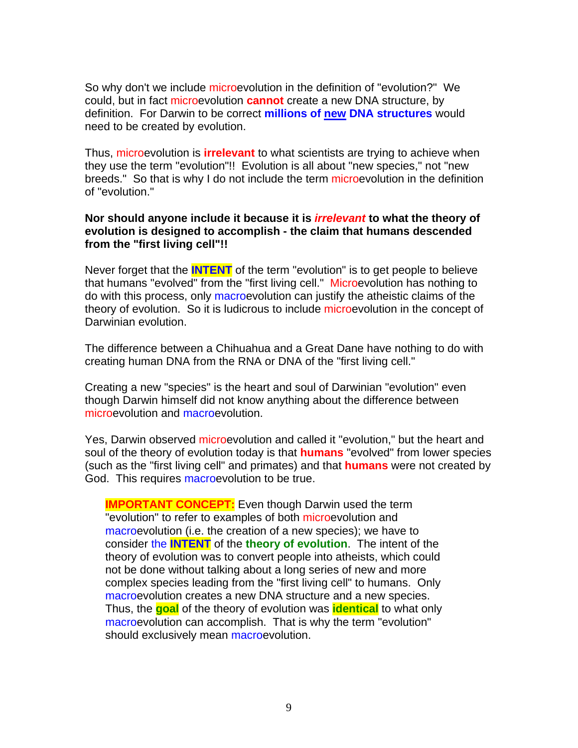So why don't we include microevolution in the definition of "evolution?" We could, but in fact microevolution **cannot** create a new DNA structure, by definition. For Darwin to be correct **millions of <u>new</u> DNA structures** would need to be created by evolution.

Thus, microevolution is **irrelevant** to what scientists are trying to achieve when they use the term "evolution"!! Evolution is all about "new species," not "new breeds." So that is why I do not include the term microevolution in the definition of "evolution."

**Nor should anyone include it because it is *irrelevant* to what the theory of evolution is designed to accomplish - the claim that humans descended from the "first living cell"!!**

Never forget that the **INTENT** of the term "evolution" is to get people to believe that humans "evolved" from the "first living cell." Microevolution has nothing to do with this process, only macroevolution can justify the atheistic claims of the theory of evolution. So it is ludicrous to include microevolution in the concept of Darwinian evolution.

The difference between a Chihuahua and a Great Dane have nothing to do with creating human DNA from the RNA or DNA of the "first living cell."

Creating a new "species" is the heart and soul of Darwinian "evolution" even though Darwin himself did not know anything about the difference between microevolution and macroevolution.

Yes, Darwin observed microevolution and called it "evolution," but the heart and soul of the theory of evolution today is that **humans** "evolved" from lower species (such as the "first living cell" and primates) and that **humans** were not created by God. This requires macroevolution to be true.

> **IMPORTANT CONCEPT:** Even though Darwin used the term "evolution" to refer to examples of both microevolution and macroevolution (i.e. the creation of a new species); we have to consider the **INTENT** of the **theory of evolution**. The intent of the theory of evolution was to convert people into atheists, which could not be done without talking about a long series of new and more complex species leading from the "first living cell" to humans. Only macroevolution creates a new DNA structure and a new species. Thus, the **goal** of the theory of evolution was **identical** to what only macroevolution can accomplish. That is why the term "evolution" should exclusively mean macroevolution.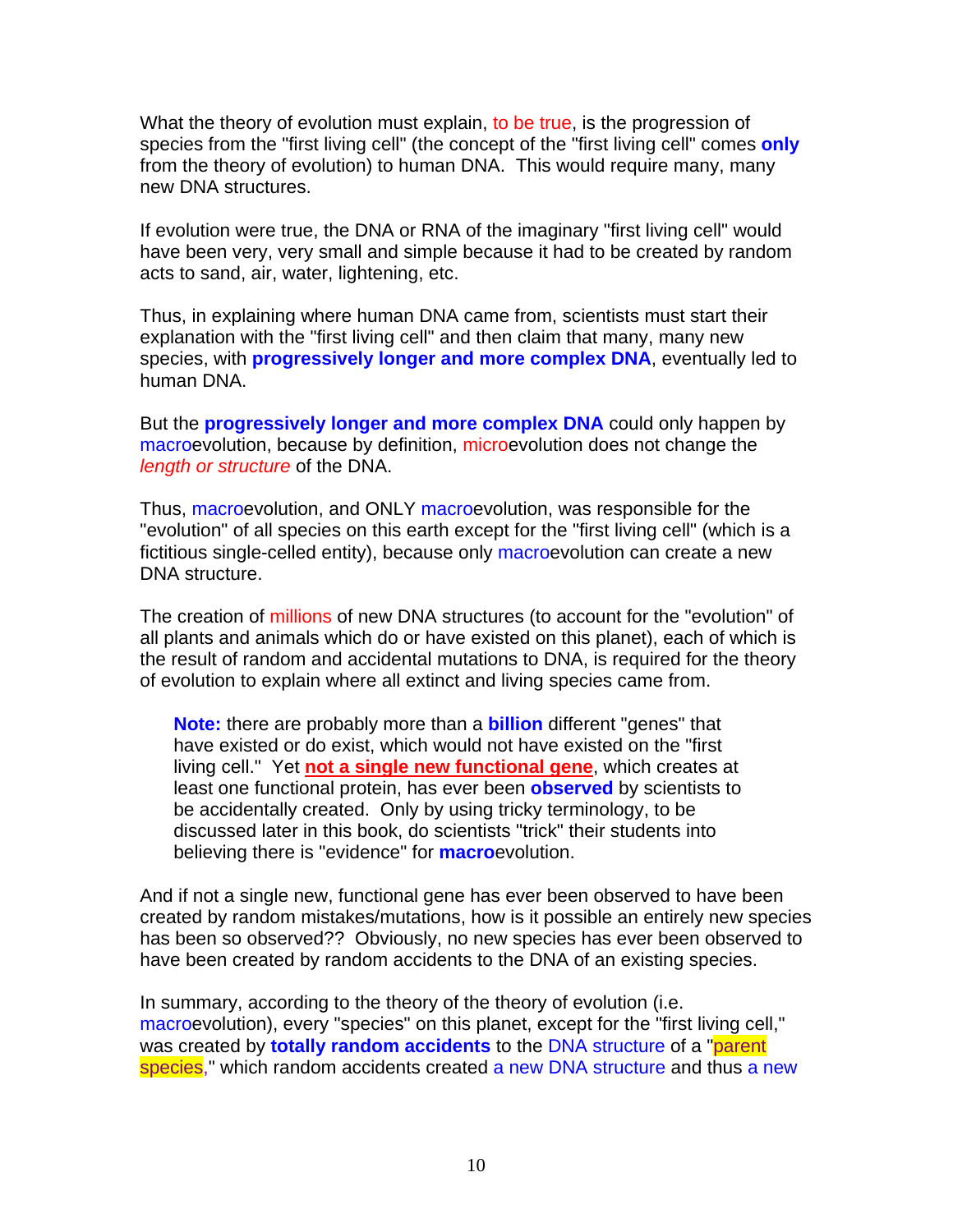What the theory of evolution must explain, to be true, is the progression of species from the "first living cell" (the concept of the "first living cell" comes **only** from the theory of evolution) to human DNA. This would require many, many new DNA structures.

If evolution were true, the DNA or RNA of the imaginary "first living cell" would have been very, very small and simple because it had to be created by random acts to sand, air, water, lightening, etc.

Thus, in explaining where human DNA came from, scientists must start their explanation with the "first living cell" and then claim that many, many new species, with **progressively longer and more complex DNA**, eventually led to human DNA.

But the **progressively longer and more complex DNA** could only happen by macroevolution, because by definition, microevolution does not change the *length or structure* of the DNA.

Thus, macroevolution, and ONLY macroevolution, was responsible for the "evolution" of all species on this earth except for the "first living cell" (which is a fictitious single-celled entity), because only macroevolution can create a new DNA structure.

The creation of millions of new DNA structures (to account for the "evolution" of all plants and animals which do or have existed on this planet), each of which is the result of random and accidental mutations to DNA, is required for the theory of evolution to explain where all extinct and living species came from.

> **Note:** there are probably more than a **billion** different "genes" that have existed or do exist, which would not have existed on the "first living cell." Yet **not a single new functional gene**, which creates at least one functional protein, has ever been **observed** by scientists to be accidentally created. Only by using tricky terminology, to be discussed later in this book, do scientists "trick" their students into believing there is "evidence" for **macro**evolution.

And if not a single new, functional gene has ever been observed to have been created by random mistakes/mutations, how is it possible an entirely new species has been so observed?? Obviously, no new species has ever been observed to have been created by random accidents to the DNA of an existing species.

In summary, according to the theory of the theory of evolution (i.e. macroevolution), every "species" on this planet, except for the "first living cell," was created by **totally random accidents** to the DNA structure of a "parent species," which random accidents created a new DNA structure and thus a new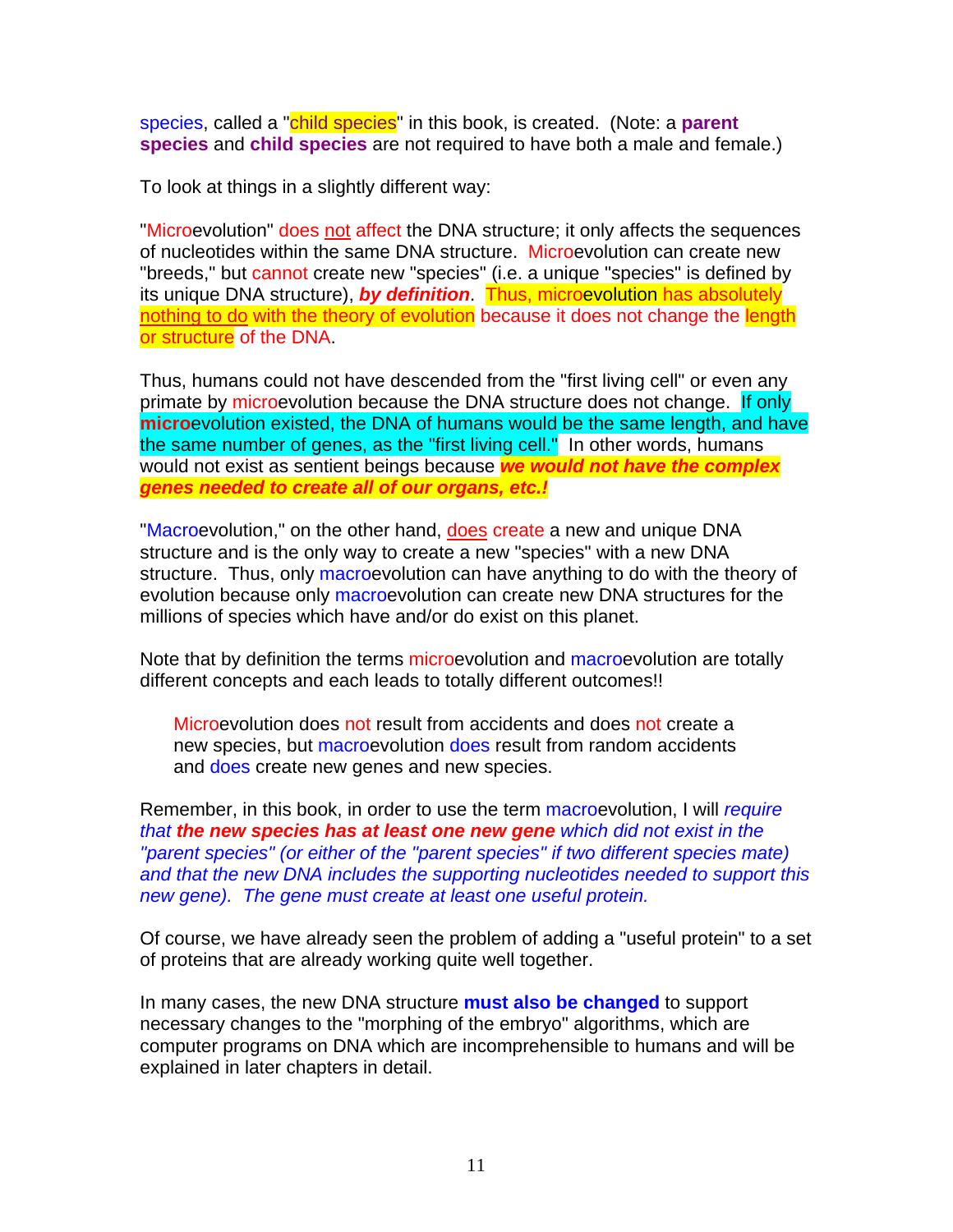species, called a "child species" in this book, is created. (Note: a **parent species** and **child species** are not required to have both a male and female.)

To look at things in a slightly different way:

"Microevolution" does not affect the DNA structure; it only affects the sequences of nucleotides within the same DNA structure. Microevolution can create new "breeds," but cannot create new "species" (i.e. a unique "species" is defined by its unique DNA structure), ***by definition***. Thus, microevolution has absolutely nothing to do with the theory of evolution because it does not change the length or structure of the DNA.

Thus, humans could not have descended from the "first living cell" or even any primate by microevolution because the DNA structure does not change. If only **micro**evolution existed, the DNA of humans would be the same length, and have the same number of genes, as the "first living cell." In other words, humans would not exist as sentient beings because ***we would not have the complex genes needed to create all of our organs, etc.!***

"Macroevolution," on the other hand, does create a new and unique DNA structure and is the only way to create a new "species" with a new DNA structure. Thus, only macroevolution can have anything to do with the theory of evolution because only macroevolution can create new DNA structures for the millions of species which have and/or do exist on this planet.

Note that by definition the terms microevolution and macroevolution are totally different concepts and each leads to totally different outcomes!!

> Microevolution does not result from accidents and does not create a new species, but macroevolution does result from random accidents and does create new genes and new species.

Remember, in this book, in order to use the term macroevolution, I will *require that **the new species has at least one new gene** which did not exist in the "parent species" (or either of the "parent species" if two different species mate) and that the new DNA includes the supporting nucleotides needed to support this new gene). The gene must create at least one useful protein.*

Of course, we have already seen the problem of adding a "useful protein" to a set of proteins that are already working quite well together.

In many cases, the new DNA structure **must also be changed** to support necessary changes to the "morphing of the embryo" algorithms, which are computer programs on DNA which are incomprehensible to humans and will be explained in later chapters in detail.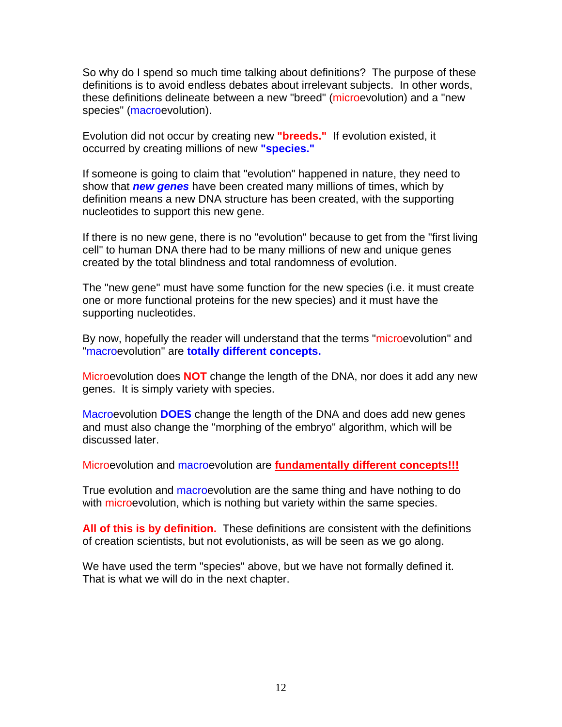So why do I spend so much time talking about definitions? The purpose of these definitions is to avoid endless debates about irrelevant subjects. In other words, these definitions delineate between a new "breed" (microevolution) and a "new species" (macroevolution).

Evolution did not occur by creating new **"breeds."** If evolution existed, it occurred by creating millions of new **"species."**

If someone is going to claim that "evolution" happened in nature, they need to show that ***new genes*** have been created many millions of times, which by definition means a new DNA structure has been created, with the supporting nucleotides to support this new gene.

If there is no new gene, there is no "evolution" because to get from the "first living cell" to human DNA there had to be many millions of new and unique genes created by the total blindness and total randomness of evolution.

The "new gene" must have some function for the new species (i.e. it must create one or more functional proteins for the new species) and it must have the supporting nucleotides.

By now, hopefully the reader will understand that the terms "microevolution" and "macroevolution" are **totally different concepts.**

Microevolution does **NOT** change the length of the DNA, nor does it add any new genes. It is simply variety with species.

Macroevolution **DOES** change the length of the DNA and does add new genes and must also change the "morphing of the embryo" algorithm, which will be discussed later.

Microevolution and macroevolution are <u>**fundamentally different concepts!!!**</u>

True evolution and macroevolution are the same thing and have nothing to do with microevolution, which is nothing but variety within the same species.

**All of this is by definition.** These definitions are consistent with the definitions of creation scientists, but not evolutionists, as will be seen as we go along.

We have used the term "species" above, but we have not formally defined it. That is what we will do in the next chapter.